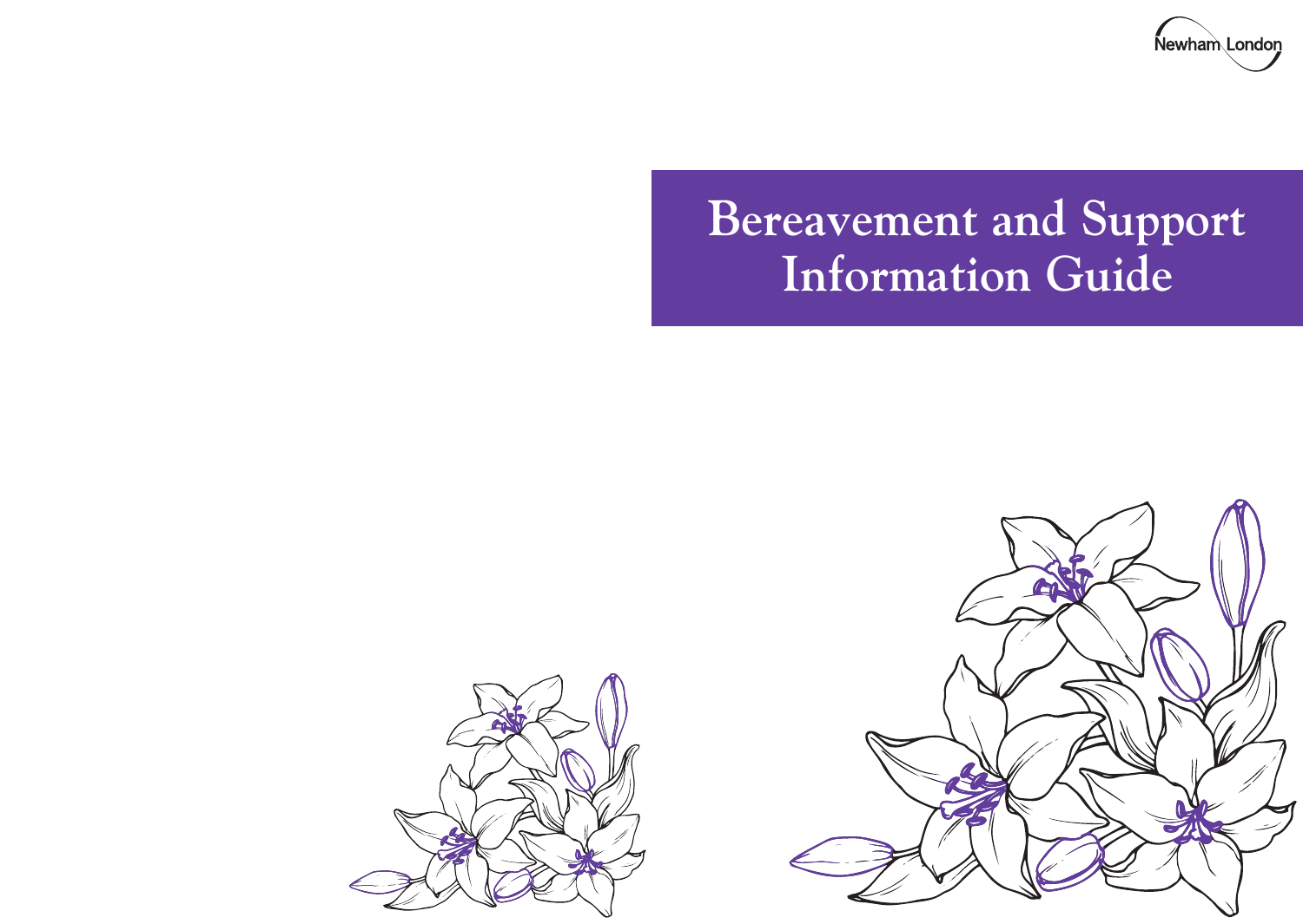Newham London

# Bereavement and Support Information Guide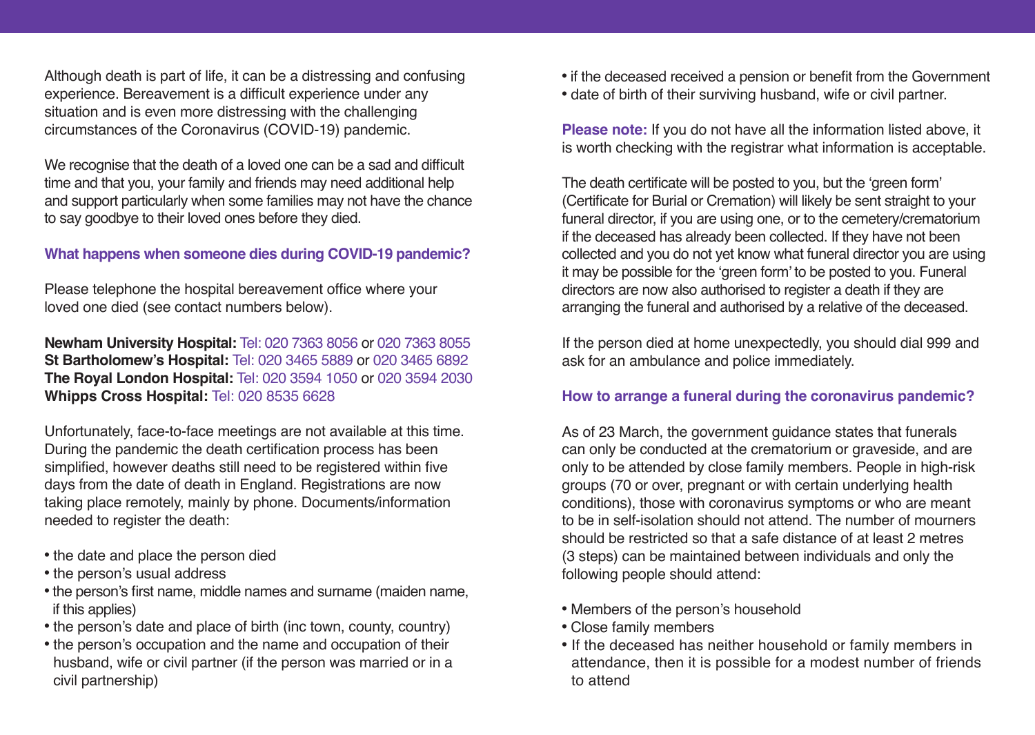Although death is part of life, it can be a distressing and confusing experience. Bereavement is a difficult experience under any situation and is even more distressing with the challenging circumstances of the Coronavirus (COVID-19) pandemic.

We recognise that the death of a loved one can be a sad and difficult time and that you, your family and friends may need additional help and support particularly when some families may not have the chance to say goodbye to their loved ones before they died.

## What happens when someone dies during COVID-19 pandemic?

Please telephone the hospital bereavement office where your loved one died (see contact numbers below).

**Newham University Hospital:** Tel: 020 7363 8056 or 020 7363 8055
**St Bartholomew's Hospital:** Tel: 020 3465 5889 or 020 3465 6892
**The Royal London Hospital:** Tel: 020 3594 1050 or 020 3594 2030
**Whipps Cross Hospital:** Tel: 020 8535 6628

Unfortunately, face-to-face meetings are not available at this time. During the pandemic the death certification process has been simplified, however deaths still need to be registered within five days from the date of death in England. Registrations are now taking place remotely, mainly by phone. Documents/information needed to register the death:

- the date and place the person died
- the person's usual address
- the person's first name, middle names and surname (maiden name, if this applies)
- the person's date and place of birth (inc town, county, country)
- the person's occupation and the name and occupation of their husband, wife or civil partner (if the person was married or in a civil partnership)
- if the deceased received a pension or benefit from the Government
- date of birth of their surviving husband, wife or civil partner.

**Please note:** If you do not have all the information listed above, it is worth checking with the registrar what information is acceptable.

The death certificate will be posted to you, but the 'green form' (Certificate for Burial or Cremation) will likely be sent straight to your funeral director, if you are using one, or to the cemetery/crematorium if the deceased has already been collected. If they have not been collected and you do not yet know what funeral director you are using it may be possible for the 'green form' to be posted to you. Funeral directors are now also authorised to register a death if they are arranging the funeral and authorised by a relative of the deceased.

If the person died at home unexpectedly, you should dial 999 and ask for an ambulance and police immediately.

## How to arrange a funeral during the coronavirus pandemic?

As of 23 March, the government guidance states that funerals can only be conducted at the crematorium or graveside, and are only to be attended by close family members. People in high-risk groups (70 or over, pregnant or with certain underlying health conditions), those with coronavirus symptoms or who are meant to be in self-isolation should not attend. The number of mourners should be restricted so that a safe distance of at least 2 metres (3 steps) can be maintained between individuals and only the following people should attend:

- Members of the person's household
- Close family members
- If the deceased has neither household or family members in attendance, then it is possible for a modest number of friends to attend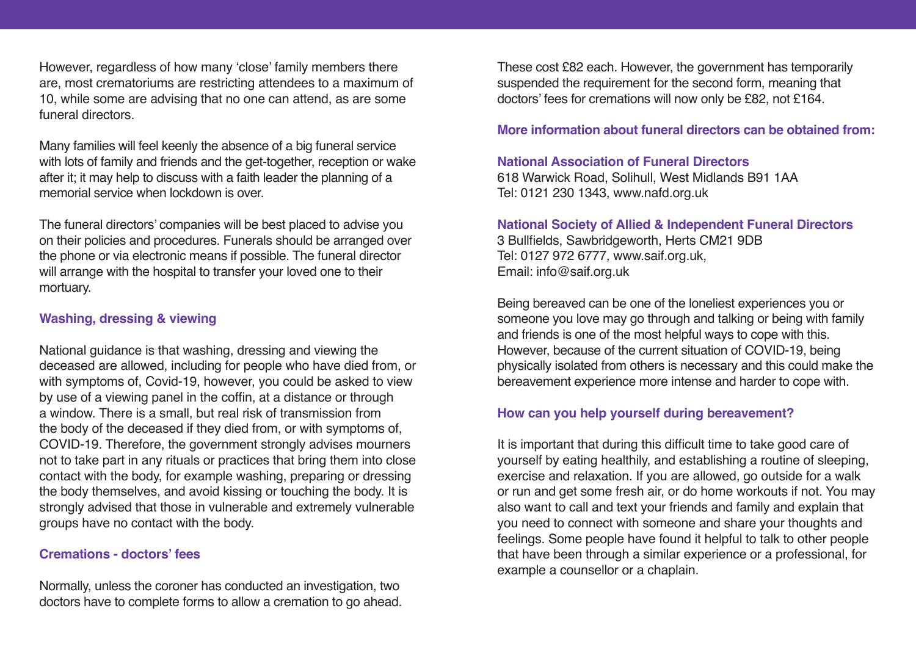However, regardless of how many 'close' family members there are, most crematoriums are restricting attendees to a maximum of 10, while some are advising that no one can attend, as are some funeral directors.

Many families will feel keenly the absence of a big funeral service with lots of family and friends and the get-together, reception or wake after it; it may help to discuss with a faith leader the planning of a memorial service when lockdown is over.

The funeral directors' companies will be best placed to advise you on their policies and procedures. Funerals should be arranged over the phone or via electronic means if possible. The funeral director will arrange with the hospital to transfer your loved one to their mortuary.

## Washing, dressing & viewing

National guidance is that washing, dressing and viewing the deceased are allowed, including for people who have died from, or with symptoms of, Covid-19, however, you could be asked to view by use of a viewing panel in the coffin, at a distance or through a window. There is a small, but real risk of transmission from the body of the deceased if they died from, or with symptoms of, COVID-19. Therefore, the government strongly advises mourners not to take part in any rituals or practices that bring them into close contact with the body, for example washing, preparing or dressing the body themselves, and avoid kissing or touching the body. It is strongly advised that those in vulnerable and extremely vulnerable groups have no contact with the body.

## Cremations - doctors' fees

Normally, unless the coroner has conducted an investigation, two doctors have to complete forms to allow a cremation to go ahead. These cost £82 each. However, the government has temporarily suspended the requirement for the second form, meaning that doctors' fees for cremations will now only be £82, not £164.

## More information about funeral directors can be obtained from:

**National Association of Funeral Directors**
618 Warwick Road, Solihull, West Midlands B91 1AA
Tel: 0121 230 1343, www.nafd.org.uk

**National Society of Allied & Independent Funeral Directors**
3 Bullfields, Sawbridgeworth, Herts CM21 9DB
Tel: 0127 972 6777, www.saif.org.uk,
Email: info@saif.org.uk

Being bereaved can be one of the loneliest experiences you or someone you love may go through and talking or being with family and friends is one of the most helpful ways to cope with this. However, because of the current situation of COVID-19, being physically isolated from others is necessary and this could make the bereavement experience more intense and harder to cope with.

## How can you help yourself during bereavement?

It is important that during this difficult time to take good care of yourself by eating healthily, and establishing a routine of sleeping, exercise and relaxation. If you are allowed, go outside for a walk or run and get some fresh air, or do home workouts if not. You may also want to call and text your friends and family and explain that you need to connect with someone and share your thoughts and feelings. Some people have found it helpful to talk to other people that have been through a similar experience or a professional, for example a counsellor or a chaplain.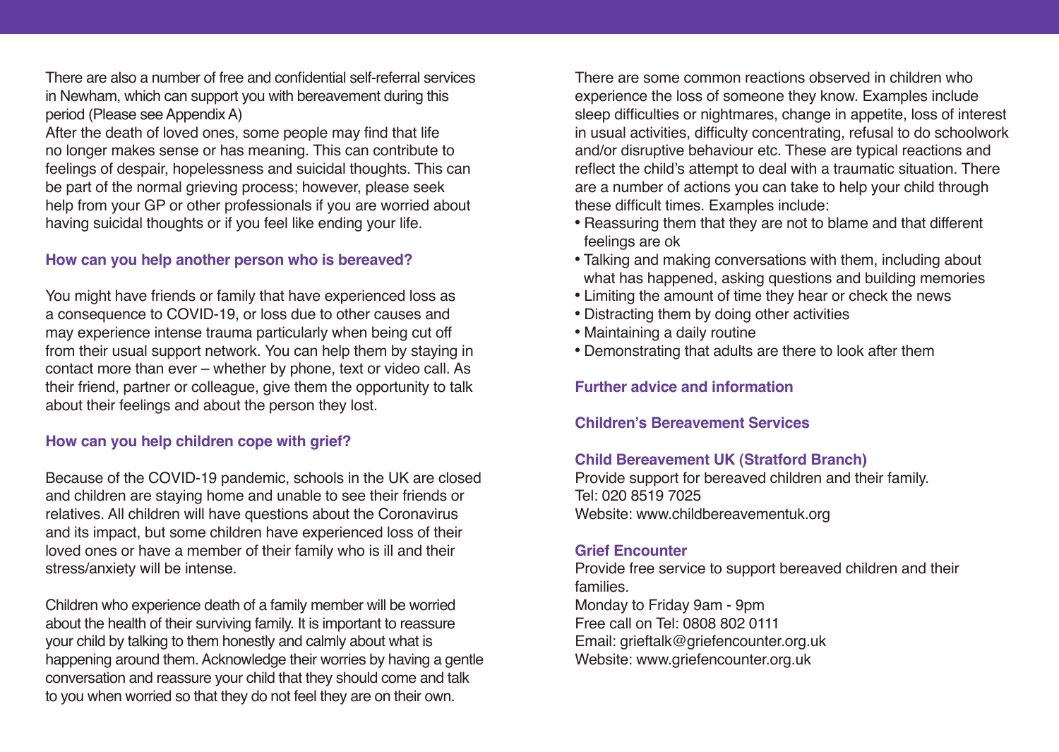There are also a number of free and confidential self-referral services in Newham, which can support you with bereavement during this period (Please see Appendix A)
After the death of loved ones, some people may find that life no longer makes sense or has meaning. This can contribute to feelings of despair, hopelessness and suicidal thoughts. This can be part of the normal grieving process; however, please seek help from your GP or other professionals if you are worried about having suicidal thoughts or if you feel like ending your life.

### How can you help another person who is bereaved?

You might have friends or family that have experienced loss as a consequence to COVID-19, or loss due to other causes and may experience intense trauma particularly when being cut off from their usual support network. You can help them by staying in contact more than ever – whether by phone, text or video call. As their friend, partner or colleague, give them the opportunity to talk about their feelings and about the person they lost.

### How can you help children cope with grief?

Because of the COVID-19 pandemic, schools in the UK are closed and children are staying home and unable to see their friends or relatives. All children will have questions about the Coronavirus and its impact, but some children have experienced loss of their loved ones or have a member of their family who is ill and their stress/anxiety will be intense.

Children who experience death of a family member will be worried about the health of their surviving family. It is important to reassure your child by talking to them honestly and calmly about what is happening around them. Acknowledge their worries by having a gentle conversation and reassure your child that they should come and talk to you when worried so that they do not feel they are on their own.

There are some common reactions observed in children who experience the loss of someone they know. Examples include sleep difficulties or nightmares, change in appetite, loss of interest in usual activities, difficulty concentrating, refusal to do schoolwork and/or disruptive behaviour etc. These are typical reactions and reflect the child's attempt to deal with a traumatic situation. There are a number of actions you can take to help your child through these difficult times. Examples include:

- Reassuring them that they are not to blame and that different feelings are ok
- Talking and making conversations with them, including about what has happened, asking questions and building memories
- Limiting the amount of time they hear or check the news
- Distracting them by doing other activities
- Maintaining a daily routine
- Demonstrating that adults are there to look after them

### Further advice and information

### Children's Bereavement Services

#### Child Bereavement UK (Stratford Branch)

Provide support for bereaved children and their family.
Tel: 020 8519 7025
Website: www.childbereavementuk.org

#### Grief Encounter

Provide free service to support bereaved children and their families.
Monday to Friday 9am - 9pm
Free call on Tel: 0808 802 0111
Email: grieftalk@griefencounter.org.uk
Website: www.griefencounter.org.uk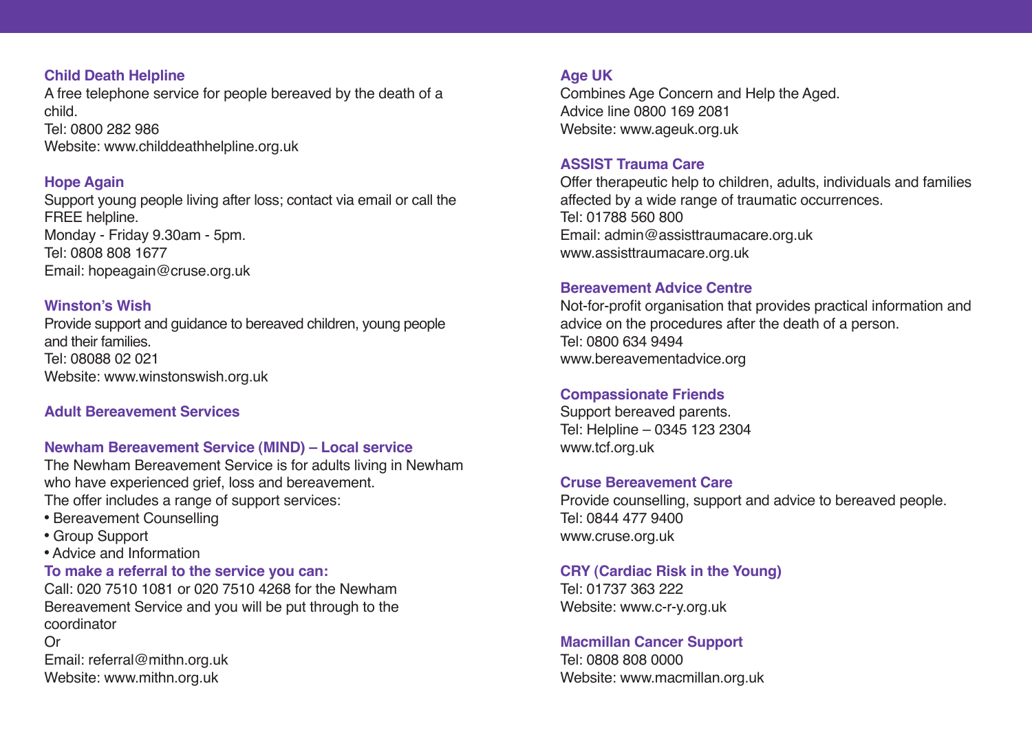### Child Death Helpline

A free telephone service for people bereaved by the death of a child.
Tel: 0800 282 986
Website: www.childdeathhelpline.org.uk

### Hope Again

Support young people living after loss; contact via email or call the FREE helpline.
Monday - Friday 9.30am - 5pm.
Tel: 0808 808 1677
Email: hopeagain@cruse.org.uk

### Winston's Wish

Provide support and guidance to bereaved children, young people and their families.
Tel: 08088 02 021
Website: www.winstonswish.org.uk

## Adult Bereavement Services

### Newham Bereavement Service (MIND) – Local service

The Newham Bereavement Service is for adults living in Newham who have experienced grief, loss and bereavement.
The offer includes a range of support services:

- Bereavement Counselling
- Group Support
- Advice and Information

**To make a referral to the service you can:**

Call: 020 7510 1081 or 020 7510 4268 for the Newham Bereavement Service and you will be put through to the coordinator
Or
Email: referral@mithn.org.uk
Website: www.mithn.org.uk

### Age UK

Combines Age Concern and Help the Aged.
Advice line 0800 169 2081
Website: www.ageuk.org.uk

### ASSIST Trauma Care

Offer therapeutic help to children, adults, individuals and families affected by a wide range of traumatic occurrences.
Tel: 01788 560 800
Email: admin@assisttraumacare.org.uk
www.assisttraumacare.org.uk

### Bereavement Advice Centre

Not-for-profit organisation that provides practical information and advice on the procedures after the death of a person.
Tel: 0800 634 9494
www.bereavementadvice.org

### Compassionate Friends

Support bereaved parents.
Tel: Helpline – 0345 123 2304
www.tcf.org.uk

### Cruse Bereavement Care

Provide counselling, support and advice to bereaved people.
Tel: 0844 477 9400
www.cruse.org.uk

### CRY (Cardiac Risk in the Young)

Tel: 01737 363 222
Website: www.c-r-y.org.uk

### Macmillan Cancer Support

Tel: 0808 808 0000
Website: www.macmillan.org.uk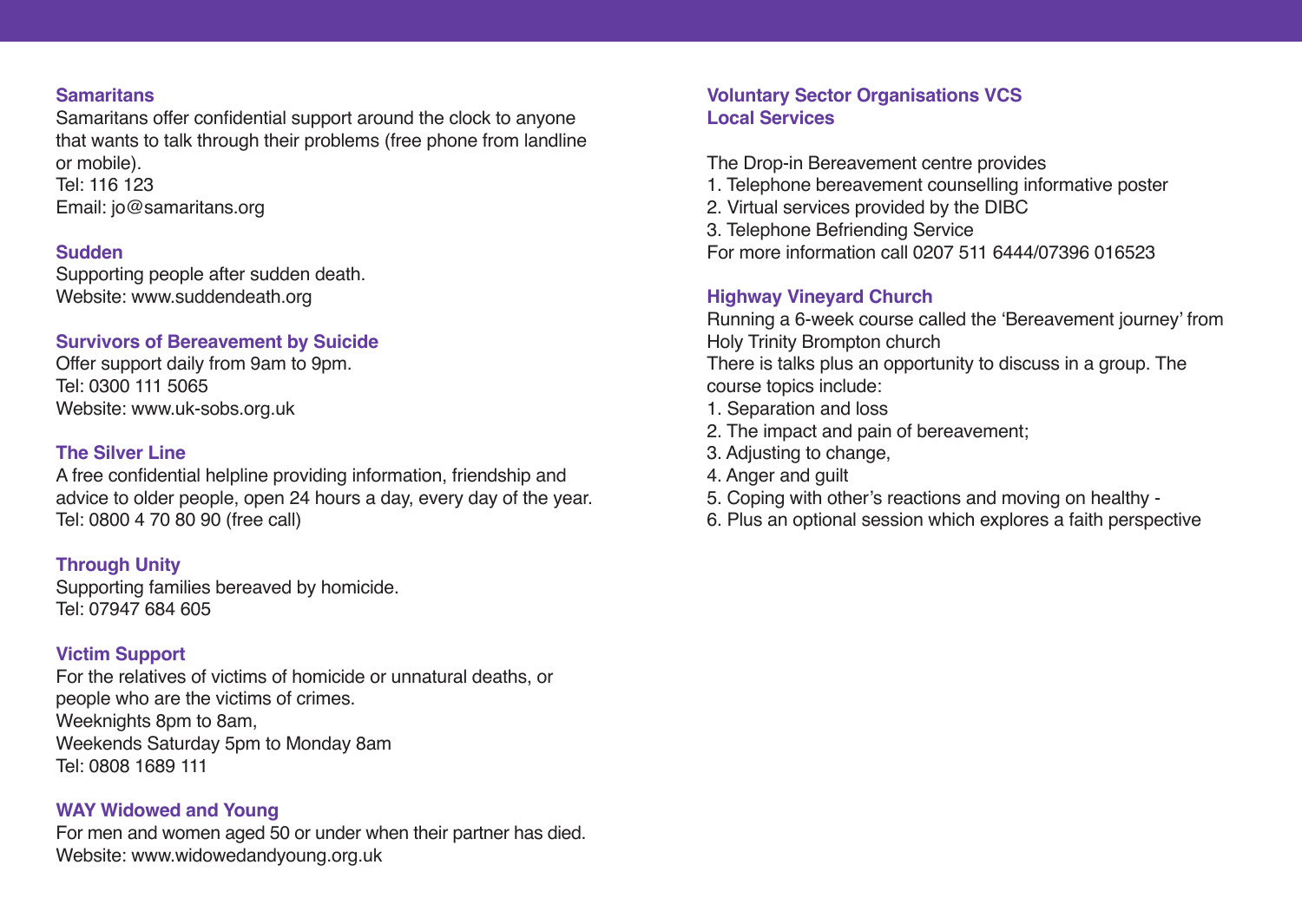### Samaritans

Samaritans offer confidential support around the clock to anyone that wants to talk through their problems (free phone from landline or mobile).
Tel: 116 123
Email: jo@samaritans.org

### Sudden

Supporting people after sudden death.
Website: www.suddendeath.org

### Survivors of Bereavement by Suicide

Offer support daily from 9am to 9pm.
Tel: 0300 111 5065
Website: www.uk-sobs.org.uk

### The Silver Line

A free confidential helpline providing information, friendship and advice to older people, open 24 hours a day, every day of the year.
Tel: 0800 4 70 80 90 (free call)

### Through Unity

Supporting families bereaved by homicide.
Tel: 07947 684 605

### Victim Support

For the relatives of victims of homicide or unnatural deaths, or people who are the victims of crimes.
Weeknights 8pm to 8am,
Weekends Saturday 5pm to Monday 8am
Tel: 0808 1689 111

### WAY Widowed and Young

For men and women aged 50 or under when their partner has died.
Website: www.widowedandyoung.org.uk

### Voluntary Sector Organisations VCS Local Services

The Drop-in Bereavement centre provides
1. Telephone bereavement counselling informative poster
2. Virtual services provided by the DIBC
3. Telephone Befriending Service

For more information call 0207 511 6444/07396 016523

### Highway Vineyard Church

Running a 6-week course called the 'Bereavement journey' from Holy Trinity Brompton church
There is talks plus an opportunity to discuss in a group. The course topics include:
1. Separation and loss
2. The impact and pain of bereavement;
3. Adjusting to change,
4. Anger and guilt
5. Coping with other's reactions and moving on healthy -
6. Plus an optional session which explores a faith perspective